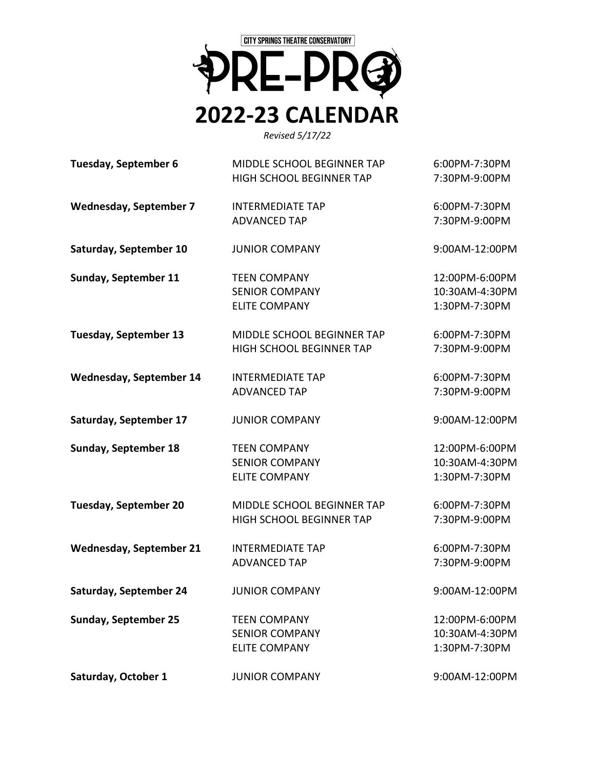CITY SPRINGS THEATRE CONSERVATORY

# PRE-PRO

# 2022-23 CALENDAR

*Revised 5/17/22*

| | | |
|---|---|---|
| **Tuesday, September 6** | MIDDLE SCHOOL BEGINNER TAP | 6:00PM-7:30PM |
| | HIGH SCHOOL BEGINNER TAP | 7:30PM-9:00PM |
| **Wednesday, September 7** | INTERMEDIATE TAP | 6:00PM-7:30PM |
| | ADVANCED TAP | 7:30PM-9:00PM |
| **Saturday, September 10** | JUNIOR COMPANY | 9:00AM-12:00PM |
| **Sunday, September 11** | TEEN COMPANY | 12:00PM-6:00PM |
| | SENIOR COMPANY | 10:30AM-4:30PM |
| | ELITE COMPANY | 1:30PM-7:30PM |
| **Tuesday, September 13** | MIDDLE SCHOOL BEGINNER TAP | 6:00PM-7:30PM |
| | HIGH SCHOOL BEGINNER TAP | 7:30PM-9:00PM |
| **Wednesday, September 14** | INTERMEDIATE TAP | 6:00PM-7:30PM |
| | ADVANCED TAP | 7:30PM-9:00PM |
| **Saturday, September 17** | JUNIOR COMPANY | 9:00AM-12:00PM |
| **Sunday, September 18** | TEEN COMPANY | 12:00PM-6:00PM |
| | SENIOR COMPANY | 10:30AM-4:30PM |
| | ELITE COMPANY | 1:30PM-7:30PM |
| **Tuesday, September 20** | MIDDLE SCHOOL BEGINNER TAP | 6:00PM-7:30PM |
| | HIGH SCHOOL BEGINNER TAP | 7:30PM-9:00PM |
| **Wednesday, September 21** | INTERMEDIATE TAP | 6:00PM-7:30PM |
| | ADVANCED TAP | 7:30PM-9:00PM |
| **Saturday, September 24** | JUNIOR COMPANY | 9:00AM-12:00PM |
| **Sunday, September 25** | TEEN COMPANY | 12:00PM-6:00PM |
| | SENIOR COMPANY | 10:30AM-4:30PM |
| | ELITE COMPANY | 1:30PM-7:30PM |
| **Saturday, October 1** | JUNIOR COMPANY | 9:00AM-12:00PM |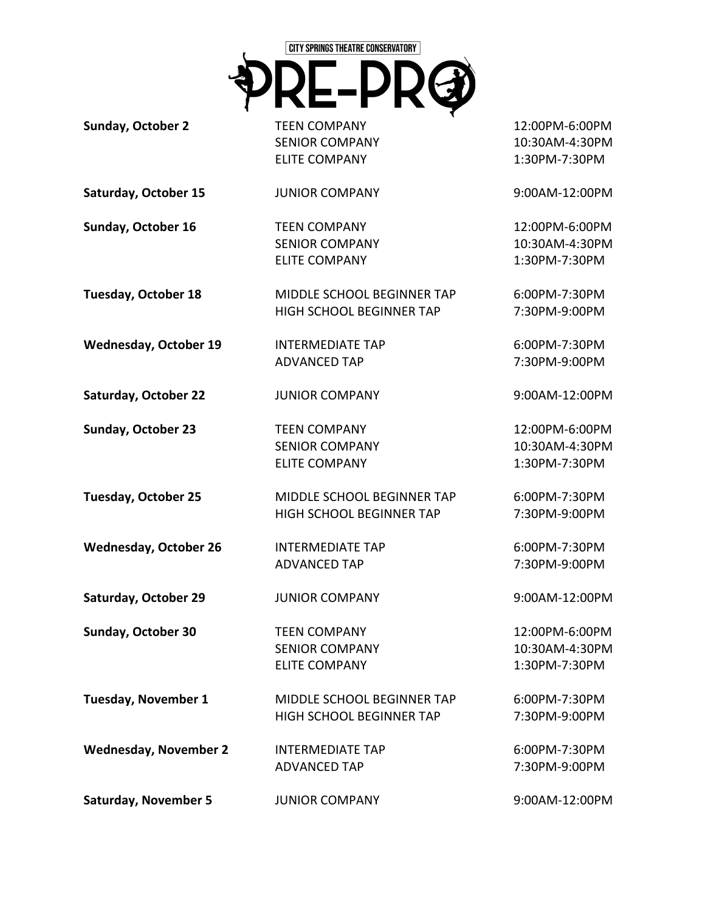CITY SPRINGS THEATRE CONSERVATORY

# PRE-PRO

| | | |
|---|---|---|
| **Sunday, October 2** | TEEN COMPANY | 12:00PM-6:00PM |
| | SENIOR COMPANY | 10:30AM-4:30PM |
| | ELITE COMPANY | 1:30PM-7:30PM |
| **Saturday, October 15** | JUNIOR COMPANY | 9:00AM-12:00PM |
| **Sunday, October 16** | TEEN COMPANY | 12:00PM-6:00PM |
| | SENIOR COMPANY | 10:30AM-4:30PM |
| | ELITE COMPANY | 1:30PM-7:30PM |
| **Tuesday, October 18** | MIDDLE SCHOOL BEGINNER TAP | 6:00PM-7:30PM |
| | HIGH SCHOOL BEGINNER TAP | 7:30PM-9:00PM |
| **Wednesday, October 19** | INTERMEDIATE TAP | 6:00PM-7:30PM |
| | ADVANCED TAP | 7:30PM-9:00PM |
| **Saturday, October 22** | JUNIOR COMPANY | 9:00AM-12:00PM |
| **Sunday, October 23** | TEEN COMPANY | 12:00PM-6:00PM |
| | SENIOR COMPANY | 10:30AM-4:30PM |
| | ELITE COMPANY | 1:30PM-7:30PM |
| **Tuesday, October 25** | MIDDLE SCHOOL BEGINNER TAP | 6:00PM-7:30PM |
| | HIGH SCHOOL BEGINNER TAP | 7:30PM-9:00PM |
| **Wednesday, October 26** | INTERMEDIATE TAP | 6:00PM-7:30PM |
| | ADVANCED TAP | 7:30PM-9:00PM |
| **Saturday, October 29** | JUNIOR COMPANY | 9:00AM-12:00PM |
| **Sunday, October 30** | TEEN COMPANY | 12:00PM-6:00PM |
| | SENIOR COMPANY | 10:30AM-4:30PM |
| | ELITE COMPANY | 1:30PM-7:30PM |
| **Tuesday, November 1** | MIDDLE SCHOOL BEGINNER TAP | 6:00PM-7:30PM |
| | HIGH SCHOOL BEGINNER TAP | 7:30PM-9:00PM |
| **Wednesday, November 2** | INTERMEDIATE TAP | 6:00PM-7:30PM |
| | ADVANCED TAP | 7:30PM-9:00PM |
| **Saturday, November 5** | JUNIOR COMPANY | 9:00AM-12:00PM |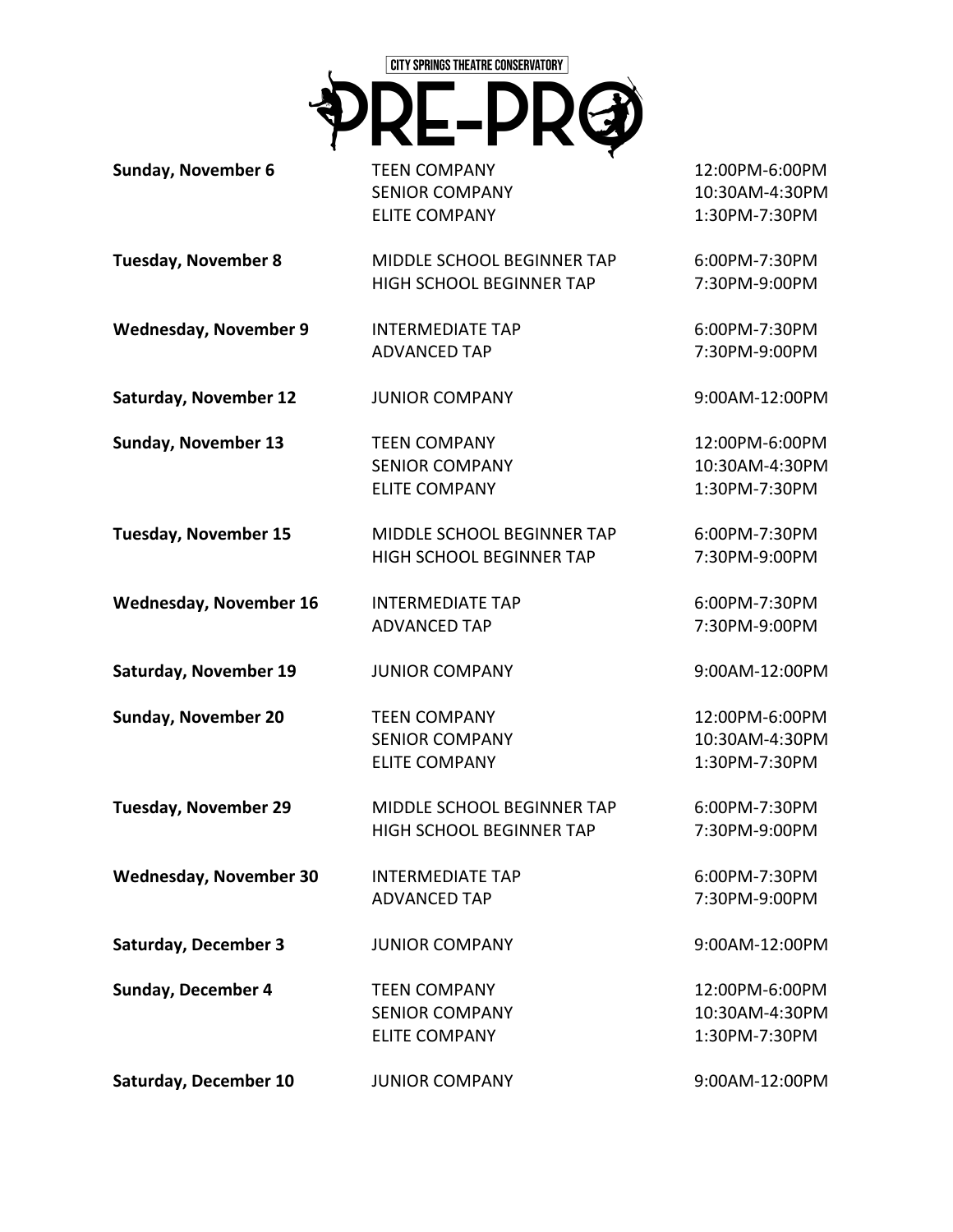CITY SPRINGS THEATRE CONSERVATORY

# PRE-PRO

| | | |
|---|---|---|
| **Sunday, November 6** | TEEN COMPANY | 12:00PM-6:00PM |
| | SENIOR COMPANY | 10:30AM-4:30PM |
| | ELITE COMPANY | 1:30PM-7:30PM |
| **Tuesday, November 8** | MIDDLE SCHOOL BEGINNER TAP | 6:00PM-7:30PM |
| | HIGH SCHOOL BEGINNER TAP | 7:30PM-9:00PM |
| **Wednesday, November 9** | INTERMEDIATE TAP | 6:00PM-7:30PM |
| | ADVANCED TAP | 7:30PM-9:00PM |
| **Saturday, November 12** | JUNIOR COMPANY | 9:00AM-12:00PM |
| **Sunday, November 13** | TEEN COMPANY | 12:00PM-6:00PM |
| | SENIOR COMPANY | 10:30AM-4:30PM |
| | ELITE COMPANY | 1:30PM-7:30PM |
| **Tuesday, November 15** | MIDDLE SCHOOL BEGINNER TAP | 6:00PM-7:30PM |
| | HIGH SCHOOL BEGINNER TAP | 7:30PM-9:00PM |
| **Wednesday, November 16** | INTERMEDIATE TAP | 6:00PM-7:30PM |
| | ADVANCED TAP | 7:30PM-9:00PM |
| **Saturday, November 19** | JUNIOR COMPANY | 9:00AM-12:00PM |
| **Sunday, November 20** | TEEN COMPANY | 12:00PM-6:00PM |
| | SENIOR COMPANY | 10:30AM-4:30PM |
| | ELITE COMPANY | 1:30PM-7:30PM |
| **Tuesday, November 29** | MIDDLE SCHOOL BEGINNER TAP | 6:00PM-7:30PM |
| | HIGH SCHOOL BEGINNER TAP | 7:30PM-9:00PM |
| **Wednesday, November 30** | INTERMEDIATE TAP | 6:00PM-7:30PM |
| | ADVANCED TAP | 7:30PM-9:00PM |
| **Saturday, December 3** | JUNIOR COMPANY | 9:00AM-12:00PM |
| **Sunday, December 4** | TEEN COMPANY | 12:00PM-6:00PM |
| | SENIOR COMPANY | 10:30AM-4:30PM |
| | ELITE COMPANY | 1:30PM-7:30PM |
| **Saturday, December 10** | JUNIOR COMPANY | 9:00AM-12:00PM |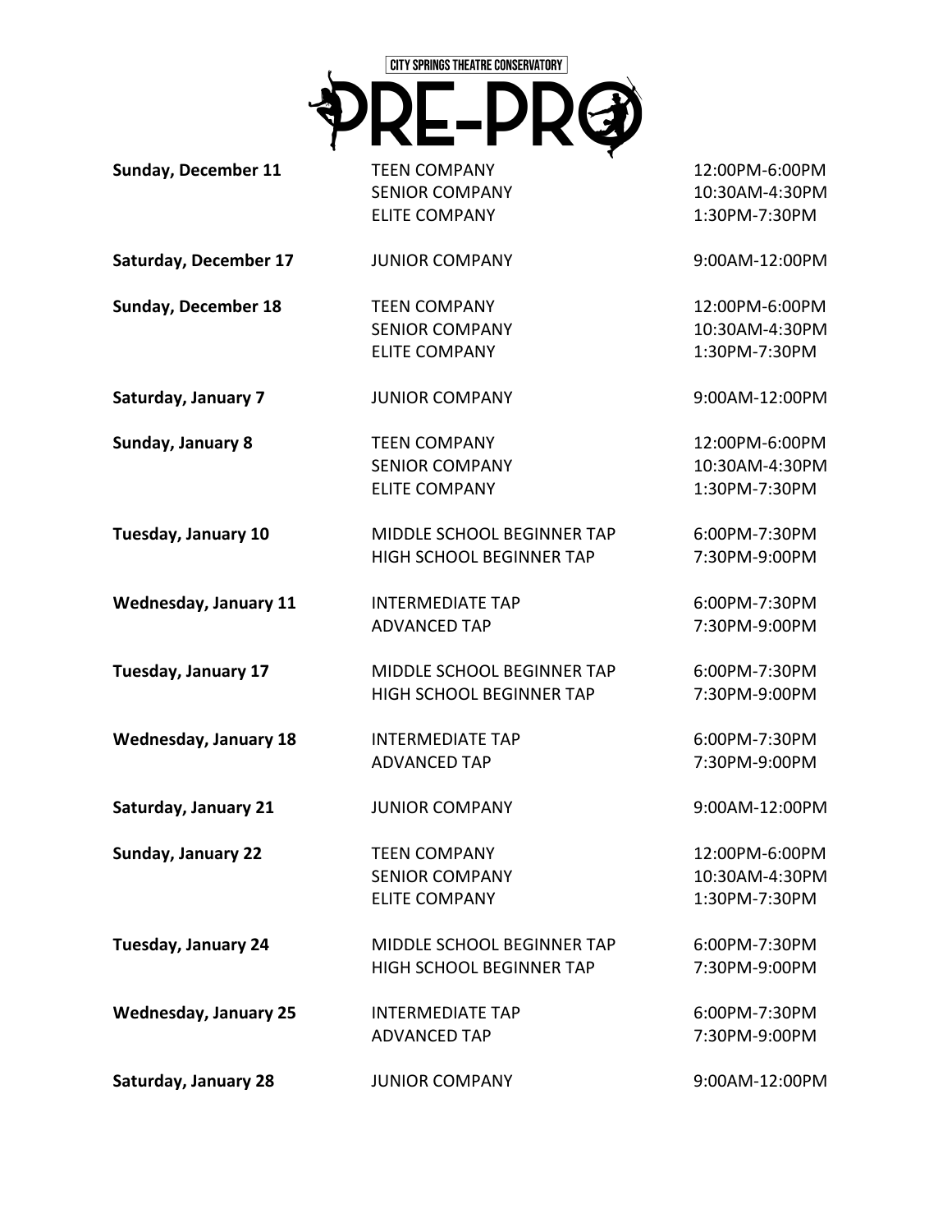CITY SPRINGS THEATRE CONSERVATORY

# PRE-PRO

| | | |
|---|---|---|
| **Sunday, December 11** | TEEN COMPANY | 12:00PM-6:00PM |
| | SENIOR COMPANY | 10:30AM-4:30PM |
| | ELITE COMPANY | 1:30PM-7:30PM |
| **Saturday, December 17** | JUNIOR COMPANY | 9:00AM-12:00PM |
| **Sunday, December 18** | TEEN COMPANY | 12:00PM-6:00PM |
| | SENIOR COMPANY | 10:30AM-4:30PM |
| | ELITE COMPANY | 1:30PM-7:30PM |
| **Saturday, January 7** | JUNIOR COMPANY | 9:00AM-12:00PM |
| **Sunday, January 8** | TEEN COMPANY | 12:00PM-6:00PM |
| | SENIOR COMPANY | 10:30AM-4:30PM |
| | ELITE COMPANY | 1:30PM-7:30PM |
| **Tuesday, January 10** | MIDDLE SCHOOL BEGINNER TAP | 6:00PM-7:30PM |
| | HIGH SCHOOL BEGINNER TAP | 7:30PM-9:00PM |
| **Wednesday, January 11** | INTERMEDIATE TAP | 6:00PM-7:30PM |
| | ADVANCED TAP | 7:30PM-9:00PM |
| **Tuesday, January 17** | MIDDLE SCHOOL BEGINNER TAP | 6:00PM-7:30PM |
| | HIGH SCHOOL BEGINNER TAP | 7:30PM-9:00PM |
| **Wednesday, January 18** | INTERMEDIATE TAP | 6:00PM-7:30PM |
| | ADVANCED TAP | 7:30PM-9:00PM |
| **Saturday, January 21** | JUNIOR COMPANY | 9:00AM-12:00PM |
| **Sunday, January 22** | TEEN COMPANY | 12:00PM-6:00PM |
| | SENIOR COMPANY | 10:30AM-4:30PM |
| | ELITE COMPANY | 1:30PM-7:30PM |
| **Tuesday, January 24** | MIDDLE SCHOOL BEGINNER TAP | 6:00PM-7:30PM |
| | HIGH SCHOOL BEGINNER TAP | 7:30PM-9:00PM |
| **Wednesday, January 25** | INTERMEDIATE TAP | 6:00PM-7:30PM |
| | ADVANCED TAP | 7:30PM-9:00PM |
| **Saturday, January 28** | JUNIOR COMPANY | 9:00AM-12:00PM |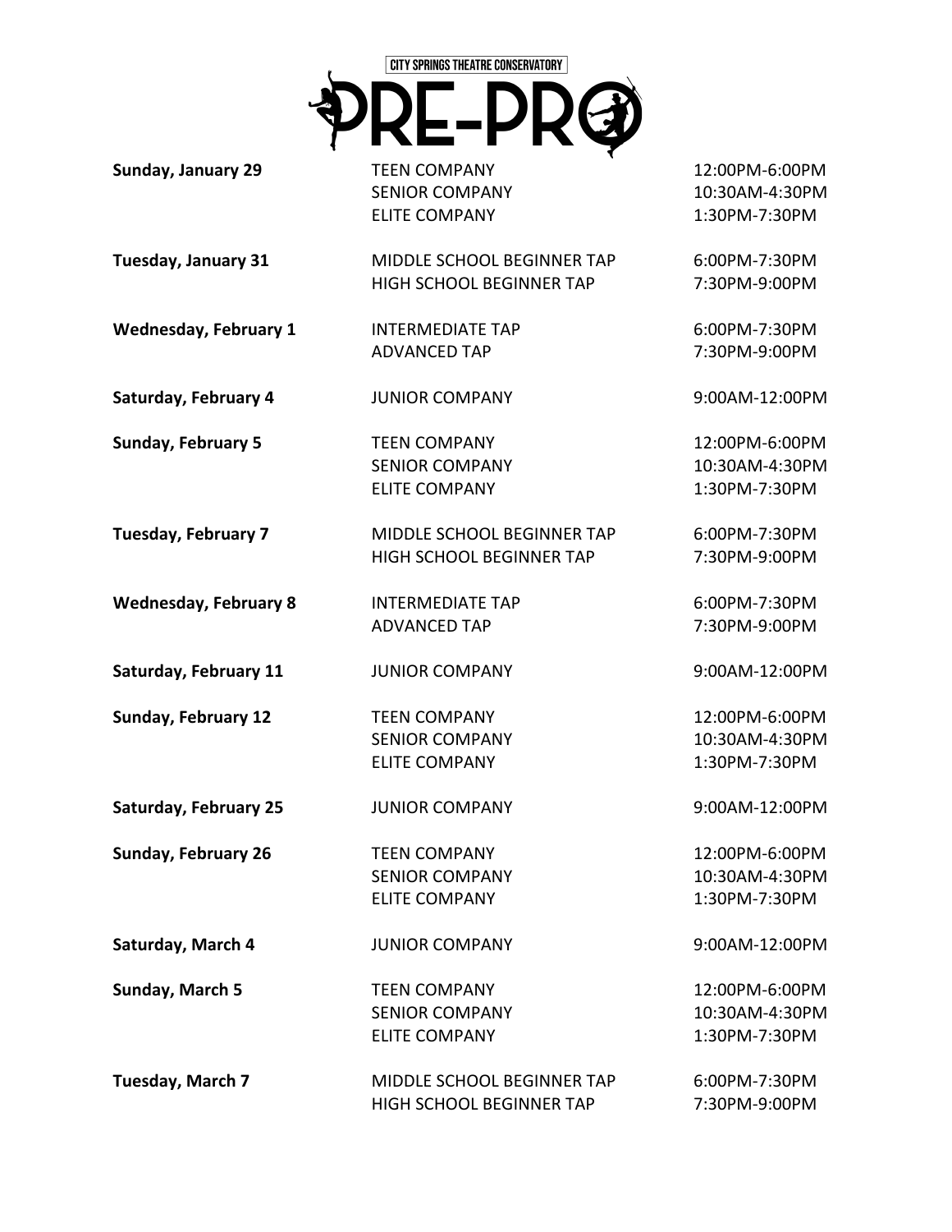CITY SPRINGS THEATRE CONSERVATORY

# PRE-PRO

| | | |
|---|---|---|
| **Sunday, January 29** | TEEN COMPANY | 12:00PM-6:00PM |
| | SENIOR COMPANY | 10:30AM-4:30PM |
| | ELITE COMPANY | 1:30PM-7:30PM |
| **Tuesday, January 31** | MIDDLE SCHOOL BEGINNER TAP | 6:00PM-7:30PM |
| | HIGH SCHOOL BEGINNER TAP | 7:30PM-9:00PM |
| **Wednesday, February 1** | INTERMEDIATE TAP | 6:00PM-7:30PM |
| | ADVANCED TAP | 7:30PM-9:00PM |
| **Saturday, February 4** | JUNIOR COMPANY | 9:00AM-12:00PM |
| **Sunday, February 5** | TEEN COMPANY | 12:00PM-6:00PM |
| | SENIOR COMPANY | 10:30AM-4:30PM |
| | ELITE COMPANY | 1:30PM-7:30PM |
| **Tuesday, February 7** | MIDDLE SCHOOL BEGINNER TAP | 6:00PM-7:30PM |
| | HIGH SCHOOL BEGINNER TAP | 7:30PM-9:00PM |
| **Wednesday, February 8** | INTERMEDIATE TAP | 6:00PM-7:30PM |
| | ADVANCED TAP | 7:30PM-9:00PM |
| **Saturday, February 11** | JUNIOR COMPANY | 9:00AM-12:00PM |
| **Sunday, February 12** | TEEN COMPANY | 12:00PM-6:00PM |
| | SENIOR COMPANY | 10:30AM-4:30PM |
| | ELITE COMPANY | 1:30PM-7:30PM |
| **Saturday, February 25** | JUNIOR COMPANY | 9:00AM-12:00PM |
| **Sunday, February 26** | TEEN COMPANY | 12:00PM-6:00PM |
| | SENIOR COMPANY | 10:30AM-4:30PM |
| | ELITE COMPANY | 1:30PM-7:30PM |
| **Saturday, March 4** | JUNIOR COMPANY | 9:00AM-12:00PM |
| **Sunday, March 5** | TEEN COMPANY | 12:00PM-6:00PM |
| | SENIOR COMPANY | 10:30AM-4:30PM |
| | ELITE COMPANY | 1:30PM-7:30PM |
| **Tuesday, March 7** | MIDDLE SCHOOL BEGINNER TAP | 6:00PM-7:30PM |
| | HIGH SCHOOL BEGINNER TAP | 7:30PM-9:00PM |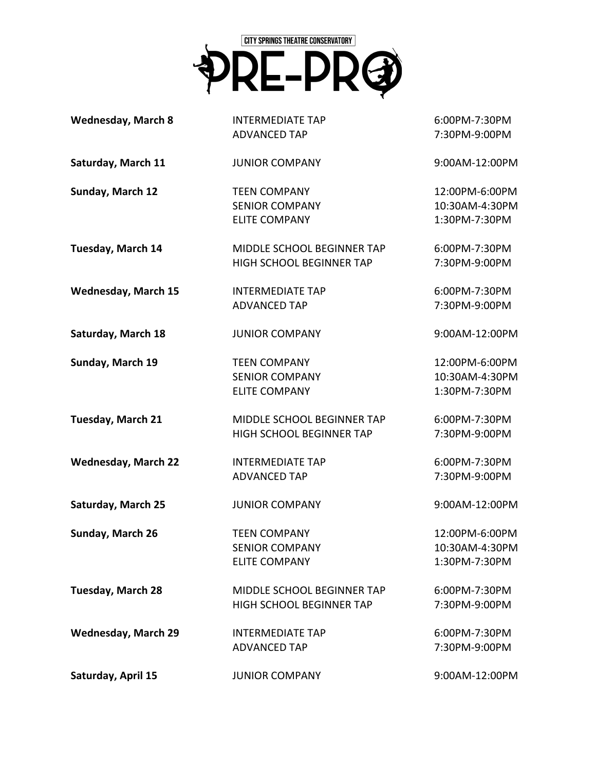CITY SPRINGS THEATRE CONSERVATORY

# PRE-PRO

| | | |
|---|---|---|
| **Wednesday, March 8** | INTERMEDIATE TAP | 6:00PM-7:30PM |
| | ADVANCED TAP | 7:30PM-9:00PM |
| **Saturday, March 11** | JUNIOR COMPANY | 9:00AM-12:00PM |
| **Sunday, March 12** | TEEN COMPANY | 12:00PM-6:00PM |
| | SENIOR COMPANY | 10:30AM-4:30PM |
| | ELITE COMPANY | 1:30PM-7:30PM |
| **Tuesday, March 14** | MIDDLE SCHOOL BEGINNER TAP | 6:00PM-7:30PM |
| | HIGH SCHOOL BEGINNER TAP | 7:30PM-9:00PM |
| **Wednesday, March 15** | INTERMEDIATE TAP | 6:00PM-7:30PM |
| | ADVANCED TAP | 7:30PM-9:00PM |
| **Saturday, March 18** | JUNIOR COMPANY | 9:00AM-12:00PM |
| **Sunday, March 19** | TEEN COMPANY | 12:00PM-6:00PM |
| | SENIOR COMPANY | 10:30AM-4:30PM |
| | ELITE COMPANY | 1:30PM-7:30PM |
| **Tuesday, March 21** | MIDDLE SCHOOL BEGINNER TAP | 6:00PM-7:30PM |
| | HIGH SCHOOL BEGINNER TAP | 7:30PM-9:00PM |
| **Wednesday, March 22** | INTERMEDIATE TAP | 6:00PM-7:30PM |
| | ADVANCED TAP | 7:30PM-9:00PM |
| **Saturday, March 25** | JUNIOR COMPANY | 9:00AM-12:00PM |
| **Sunday, March 26** | TEEN COMPANY | 12:00PM-6:00PM |
| | SENIOR COMPANY | 10:30AM-4:30PM |
| | ELITE COMPANY | 1:30PM-7:30PM |
| **Tuesday, March 28** | MIDDLE SCHOOL BEGINNER TAP | 6:00PM-7:30PM |
| | HIGH SCHOOL BEGINNER TAP | 7:30PM-9:00PM |
| **Wednesday, March 29** | INTERMEDIATE TAP | 6:00PM-7:30PM |
| | ADVANCED TAP | 7:30PM-9:00PM |
| **Saturday, April 15** | JUNIOR COMPANY | 9:00AM-12:00PM |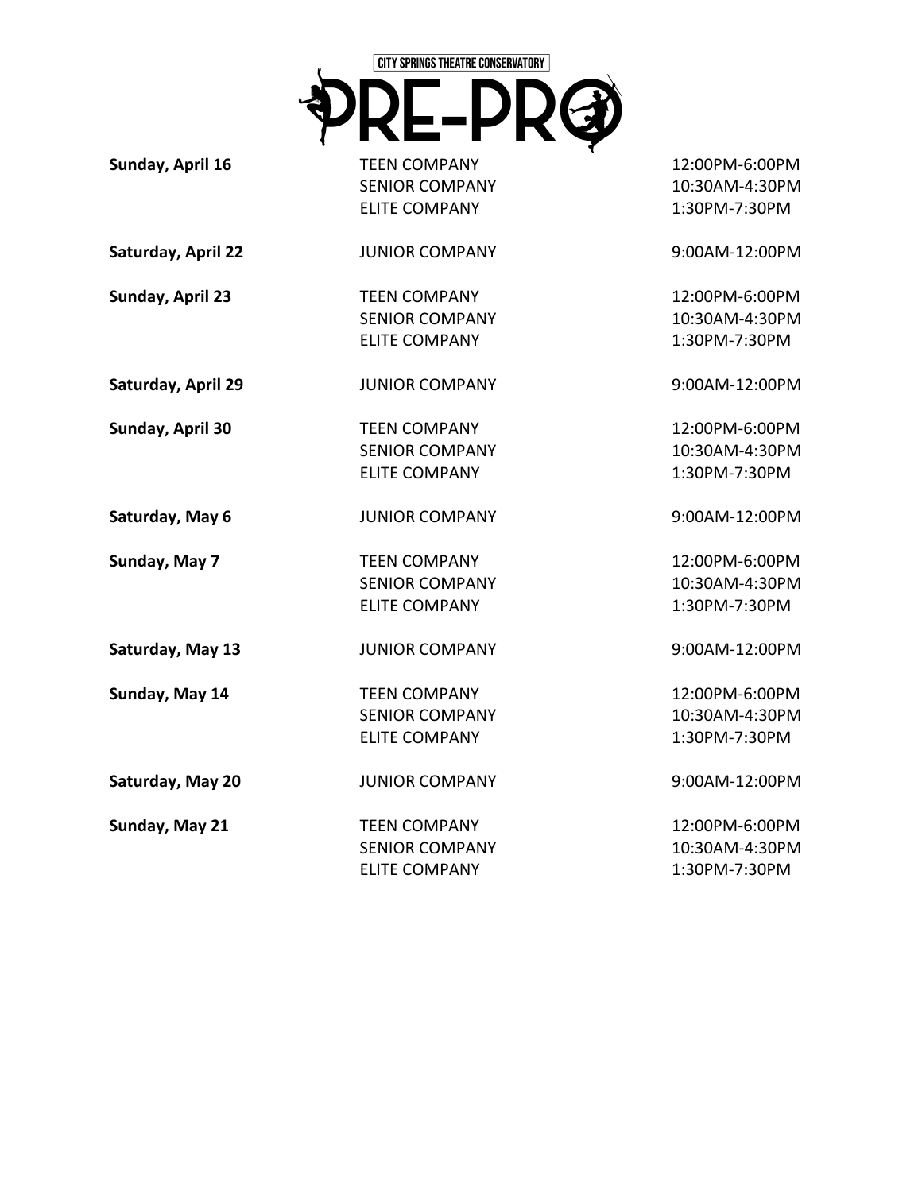CITY SPRINGS THEATRE CONSERVATORY

# PRE-PRO

| | | |
|---|---|---|
| **Sunday, April 16** | TEEN COMPANY | 12:00PM-6:00PM |
| | SENIOR COMPANY | 10:30AM-4:30PM |
| | ELITE COMPANY | 1:30PM-7:30PM |
| **Saturday, April 22** | JUNIOR COMPANY | 9:00AM-12:00PM |
| **Sunday, April 23** | TEEN COMPANY | 12:00PM-6:00PM |
| | SENIOR COMPANY | 10:30AM-4:30PM |
| | ELITE COMPANY | 1:30PM-7:30PM |
| **Saturday, April 29** | JUNIOR COMPANY | 9:00AM-12:00PM |
| **Sunday, April 30** | TEEN COMPANY | 12:00PM-6:00PM |
| | SENIOR COMPANY | 10:30AM-4:30PM |
| | ELITE COMPANY | 1:30PM-7:30PM |
| **Saturday, May 6** | JUNIOR COMPANY | 9:00AM-12:00PM |
| **Sunday, May 7** | TEEN COMPANY | 12:00PM-6:00PM |
| | SENIOR COMPANY | 10:30AM-4:30PM |
| | ELITE COMPANY | 1:30PM-7:30PM |
| **Saturday, May 13** | JUNIOR COMPANY | 9:00AM-12:00PM |
| **Sunday, May 14** | TEEN COMPANY | 12:00PM-6:00PM |
| | SENIOR COMPANY | 10:30AM-4:30PM |
| | ELITE COMPANY | 1:30PM-7:30PM |
| **Saturday, May 20** | JUNIOR COMPANY | 9:00AM-12:00PM |
| **Sunday, May 21** | TEEN COMPANY | 12:00PM-6:00PM |
| | SENIOR COMPANY | 10:30AM-4:30PM |
| | ELITE COMPANY | 1:30PM-7:30PM |